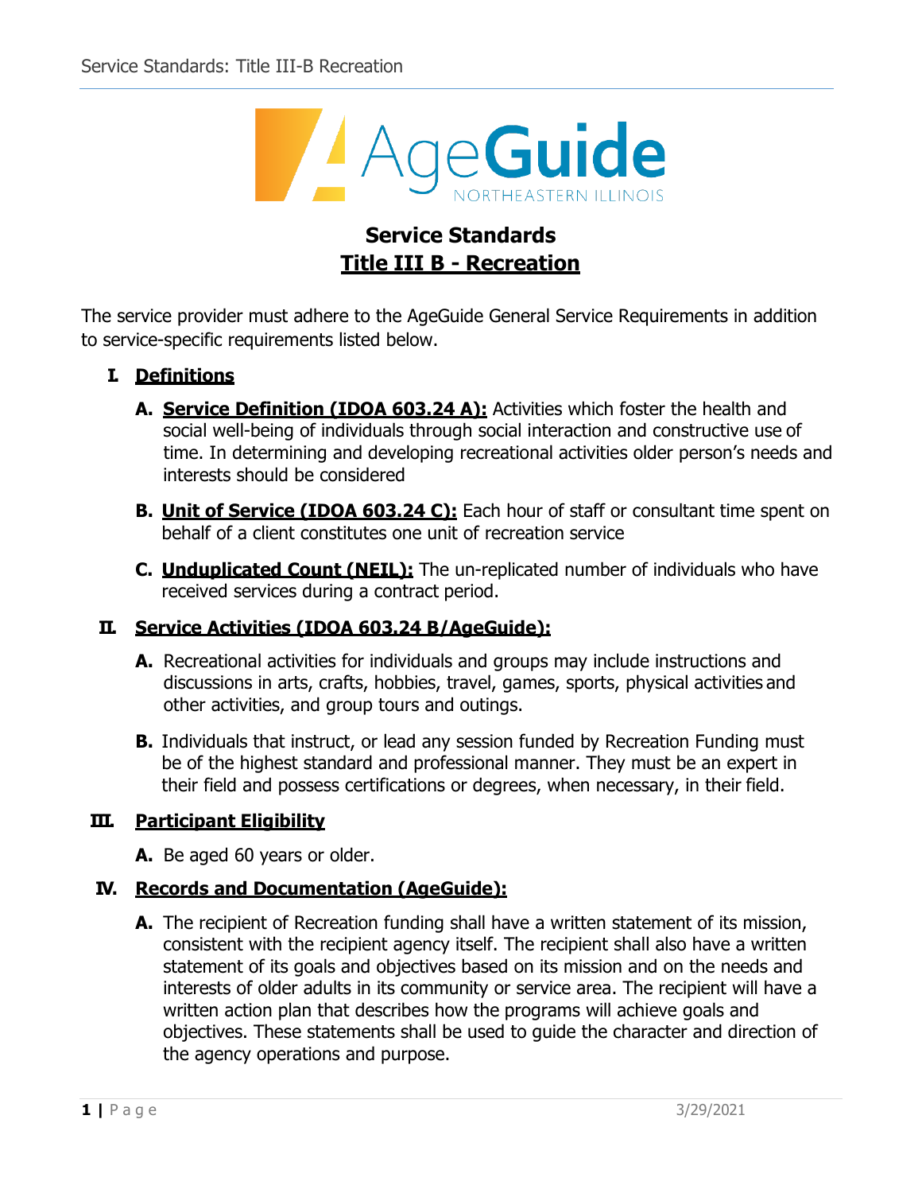# Service Standards
## Title III B - Recreation

The service provider must adhere to the AgeGuide General Service Requirements in addition to service-specific requirements listed below.

### I. Definitions

**A. Service Definition (IDOA 603.24 A):** Activities which foster the health and social well-being of individuals through social interaction and constructive use of time. In determining and developing recreational activities older person's needs and interests should be considered

**B. Unit of Service (IDOA 603.24 C):** Each hour of staff or consultant time spent on behalf of a client constitutes one unit of recreation service

**C. Unduplicated Count (NEIL):** The un-replicated number of individuals who have received services during a contract period.

### II. Service Activities (IDOA 603.24 B/AgeGuide):

**A.** Recreational activities for individuals and groups may include instructions and discussions in arts, crafts, hobbies, travel, games, sports, physical activities and other activities, and group tours and outings.

**B.** Individuals that instruct, or lead any session funded by Recreation Funding must be of the highest standard and professional manner. They must be an expert in their field and possess certifications or degrees, when necessary, in their field.

### III. Participant Eligibility

**A.** Be aged 60 years or older.

### IV. Records and Documentation (AgeGuide):

**A.** The recipient of Recreation funding shall have a written statement of its mission, consistent with the recipient agency itself. The recipient shall also have a written statement of its goals and objectives based on its mission and on the needs and interests of older adults in its community or service area. The recipient will have a written action plan that describes how the programs will achieve goals and objectives. These statements shall be used to guide the character and direction of the agency operations and purpose.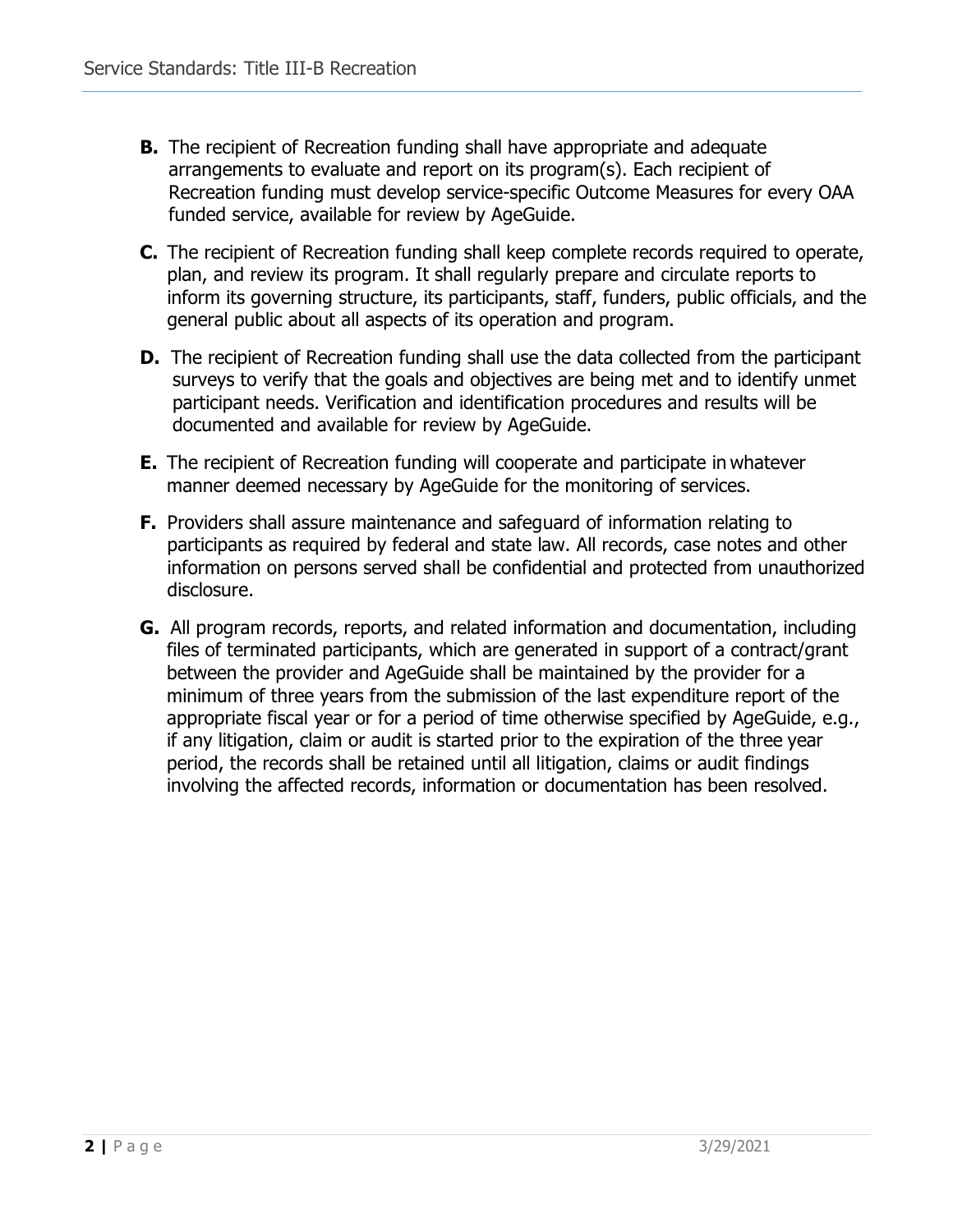**B.** The recipient of Recreation funding shall have appropriate and adequate arrangements to evaluate and report on its program(s). Each recipient of Recreation funding must develop service-specific Outcome Measures for every OAA funded service, available for review by AgeGuide.

**C.** The recipient of Recreation funding shall keep complete records required to operate, plan, and review its program. It shall regularly prepare and circulate reports to inform its governing structure, its participants, staff, funders, public officials, and the general public about all aspects of its operation and program.

**D.** The recipient of Recreation funding shall use the data collected from the participant surveys to verify that the goals and objectives are being met and to identify unmet participant needs. Verification and identification procedures and results will be documented and available for review by AgeGuide.

**E.** The recipient of Recreation funding will cooperate and participate in whatever manner deemed necessary by AgeGuide for the monitoring of services.

**F.** Providers shall assure maintenance and safeguard of information relating to participants as required by federal and state law. All records, case notes and other information on persons served shall be confidential and protected from unauthorized disclosure.

**G.** All program records, reports, and related information and documentation, including files of terminated participants, which are generated in support of a contract/grant between the provider and AgeGuide shall be maintained by the provider for a minimum of three years from the submission of the last expenditure report of the appropriate fiscal year or for a period of time otherwise specified by AgeGuide, e.g., if any litigation, claim or audit is started prior to the expiration of the three year period, the records shall be retained until all litigation, claims or audit findings involving the affected records, information or documentation has been resolved.